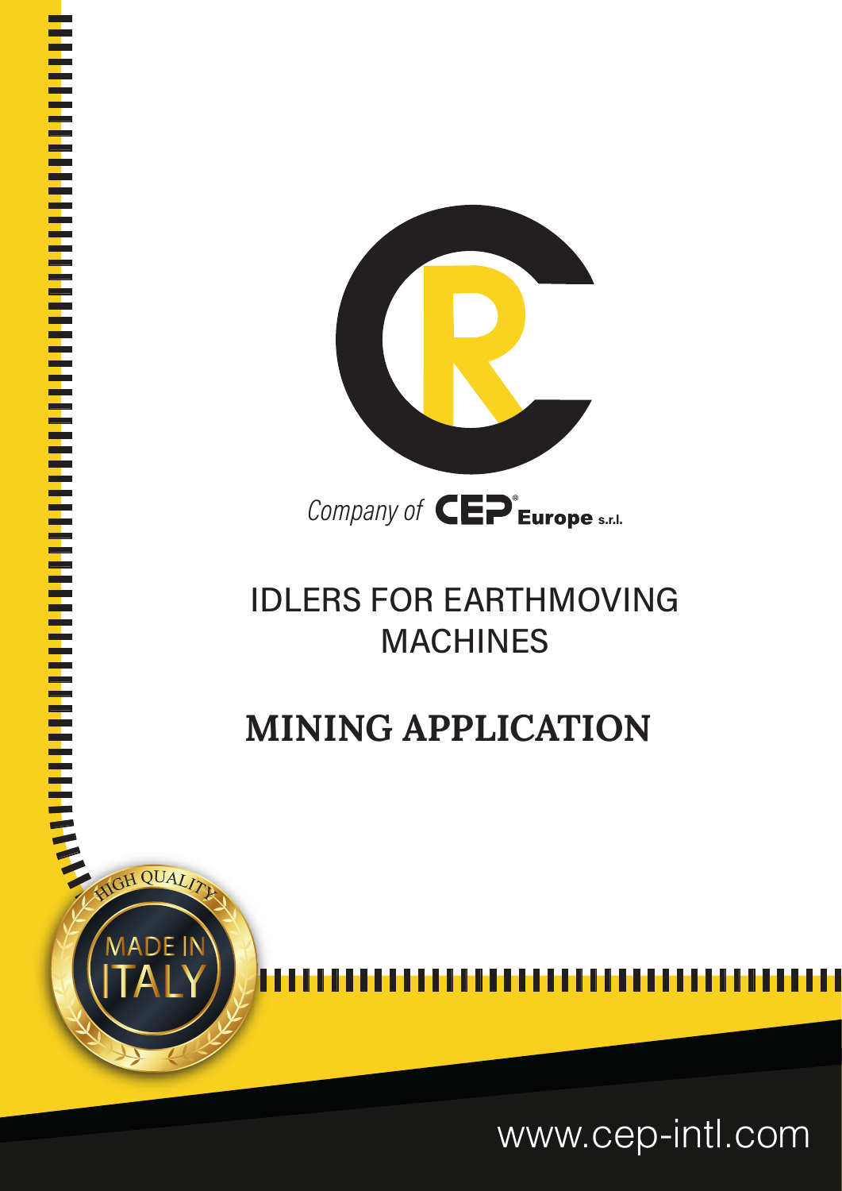Company of CEP Europe s.r.l.

# IDLERS FOR EARTHMOVING MACHINES

## MINING APPLICATION

HIGH QUALITY

MADE IN ITALY

www.cep-intl.com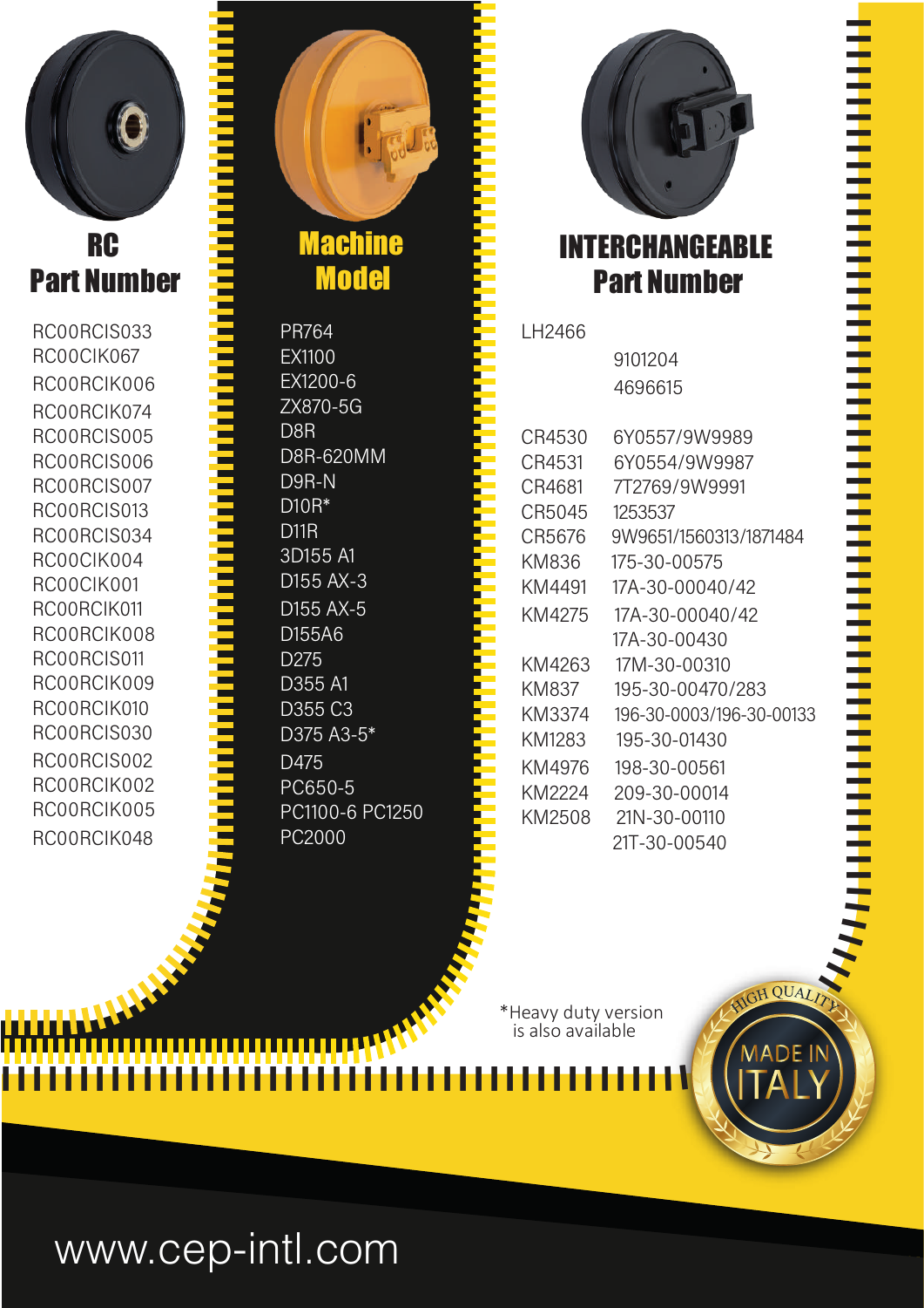| RC Part Number | Machine Model | Interchangeable Part Number | |
|---|---|---|---|
| RC00RCIS033 | PR764 | LH2466 | |
| RC00CIK067 | EX1100 | | 9101204 |
| RC00RCIK006 | EX1200-6 | | 4696615 |
| RC00RCIK074 | ZX870-5G | | |
| RC00RCIS005 | D8R | CR4530 | 6Y0557/9W9989 |
| RC00RCIS006 | D8R-620MM | CR4531 | 6Y0554/9W9987 |
| RC00RCIS007 | D9R-N | CR4681 | 7T2769/9W9991 |
| RC00RCIS013 | D10R* | CR5045 | 1253537 |
| RC00RCIS034 | D11R | CR5676 | 9W9651/1560313/1871484 |
| RC00CIK004 | 3D155 A1 | KM836 | 175-30-00575 |
| RC00CIK001 | D155 AX-3 | KM4491 | 17A-30-00040/42 |
| RC00RCIK011 | D155 AX-5 | KM4275 | 17A-30-00040/42 |
| RC00RCIK008 | D155A6 | | 17A-30-00430 |
| RC00RCIS011 | D275 | KM4263 | 17M-30-00310 |
| RC00RCIK009 | D355 A1 | KM837 | 195-30-00470/283 |
| RC00RCIK010 | D355 C3 | KM3374 | 196-30-0003/196-30-00133 |
| RC00RCIS030 | D375 A3-5* | KM1283 | 195-30-01430 |
| RC00RCIS002 | D475 | KM4976 | 198-30-00561 |
| RC00RCIK002 | PC650-5 | KM2224 | 209-30-00014 |
| RC00RCIK005 | PC1100-6 PC1250 | KM2508 | 21N-30-00110 |
| RC00RCIK048 | PC2000 | | 21T-30-00540 |

*Heavy duty version is also available

HIGH QUALITY
MADE IN ITALY

www.cep-intl.com